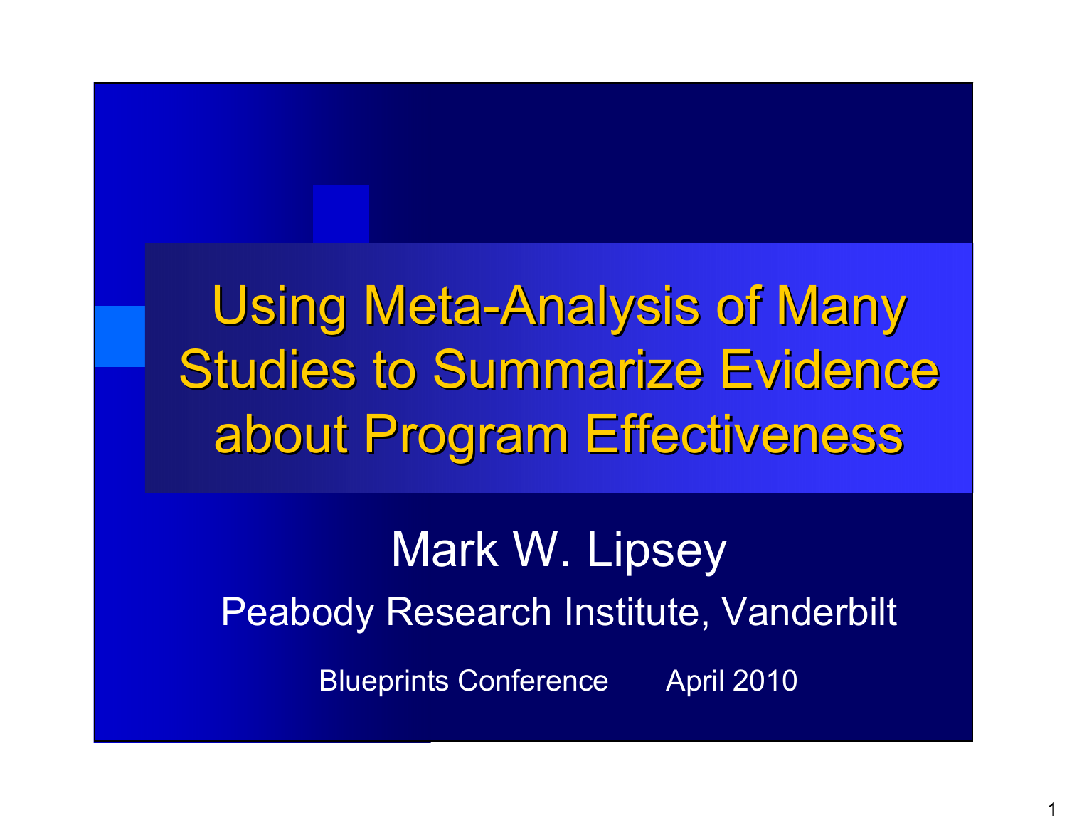# Using Meta-Analysis of Many Studies to Summarize Evidence about Program Effectiveness

Mark W. Lipsey

Peabody Research Institute, Vanderbilt

Blueprints Conference April 2010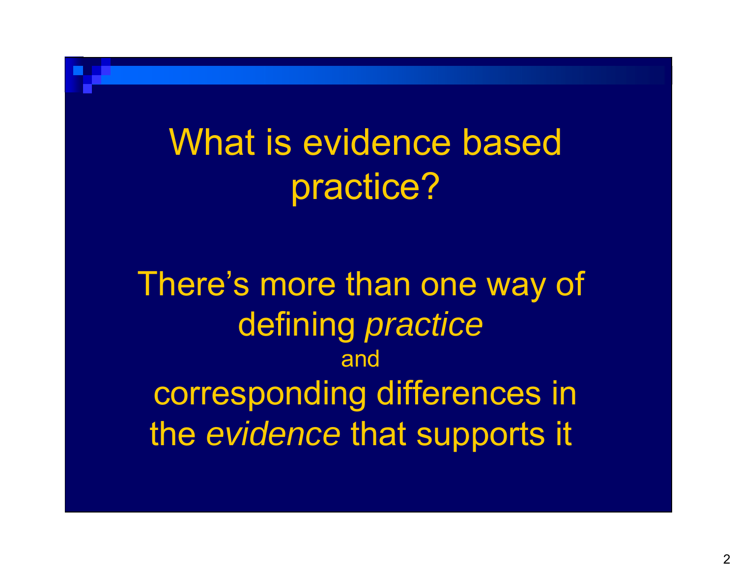# What is evidence based practice?

There's more than one way of defining *practice*

and

corresponding differences in the *evidence* that supports it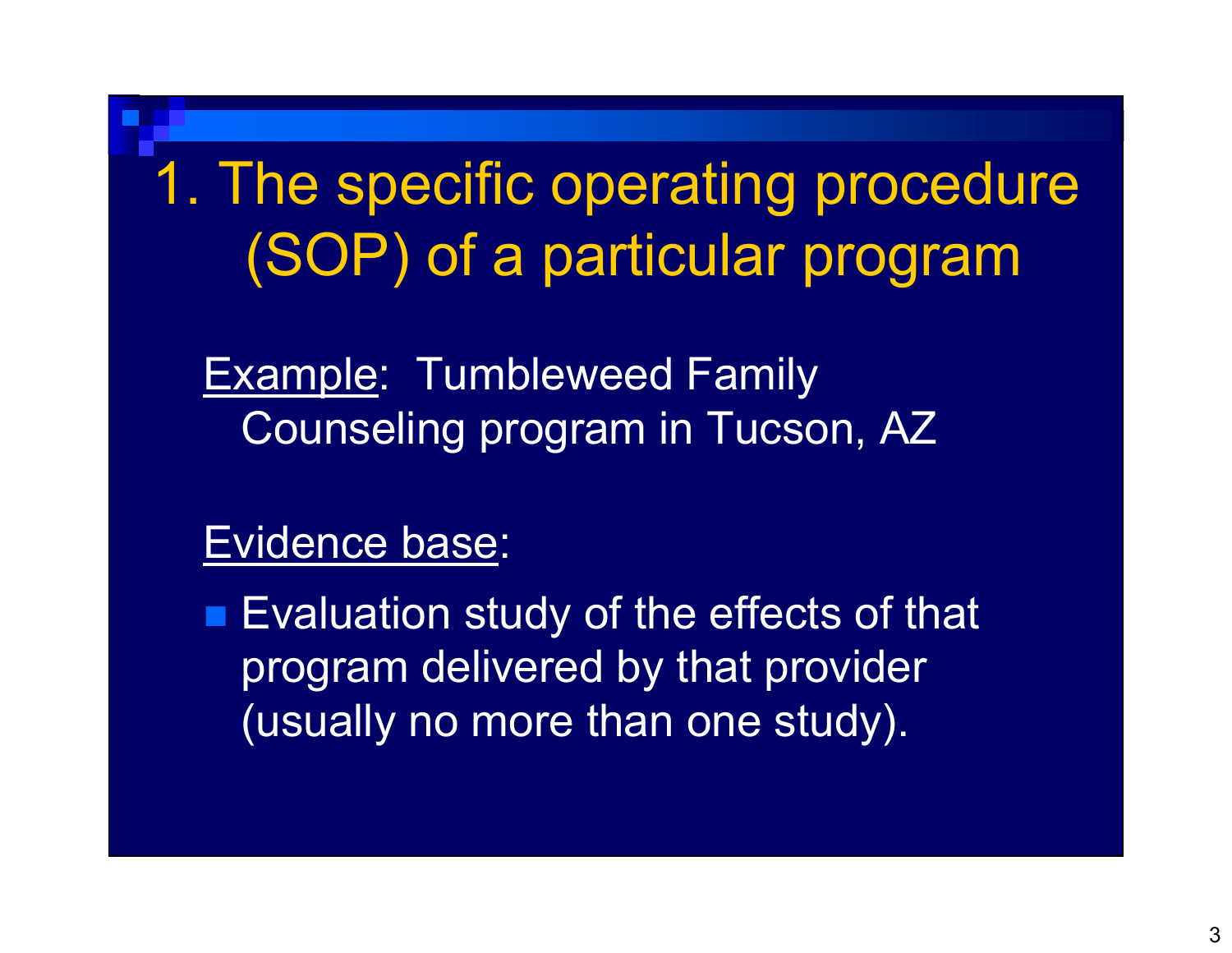# 1. The specific operating procedure (SOP) of a particular program

Example: Tumbleweed Family Counseling program in Tucson, AZ

Evidence base:

- Evaluation study of the effects of that program delivered by that provider (usually no more than one study).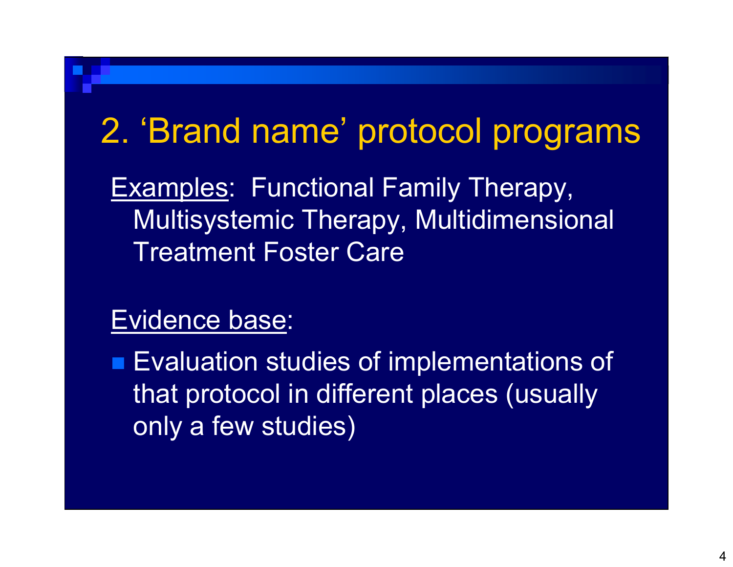# 2. 'Brand name' protocol programs

<u>Examples</u>: Functional Family Therapy, Multisystemic Therapy, Multidimensional Treatment Foster Care

<u>Evidence base</u>:

- Evaluation studies of implementations of that protocol in different places (usually only a few studies)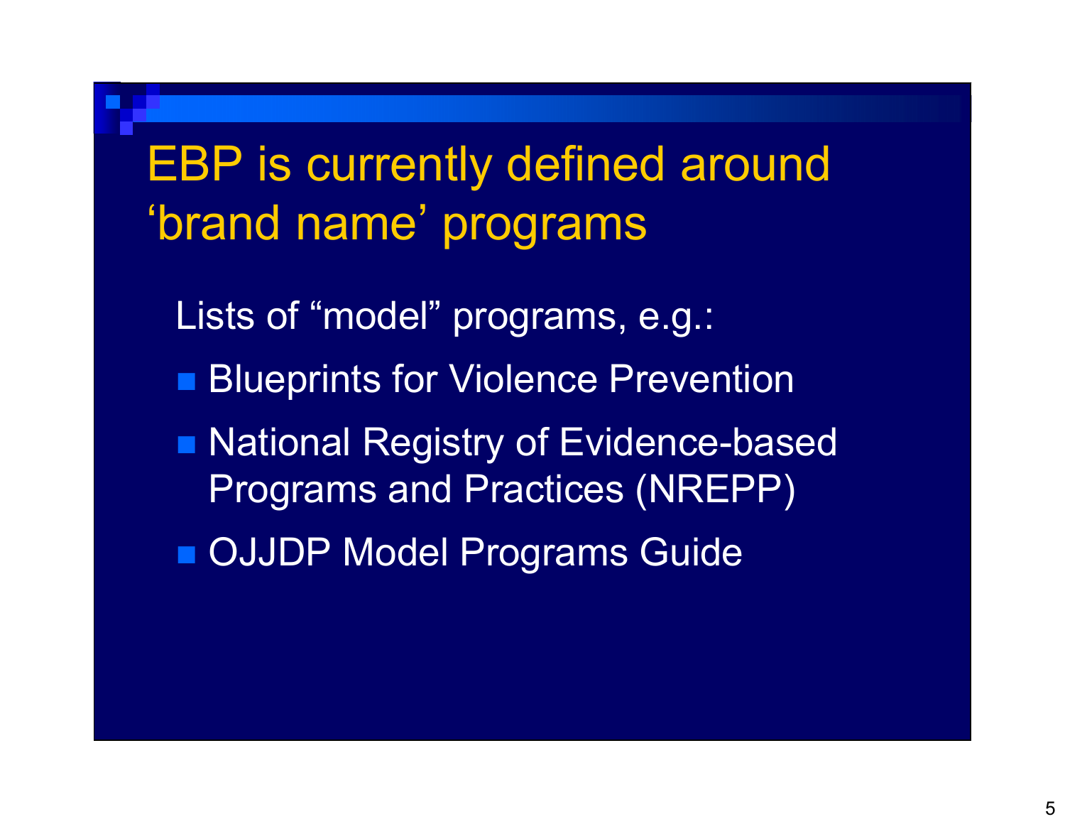# EBP is currently defined around 'brand name' programs

Lists of "model" programs, e.g.:

- Blueprints for Violence Prevention
- National Registry of Evidence-based Programs and Practices (NREPP)
- OJJDP Model Programs Guide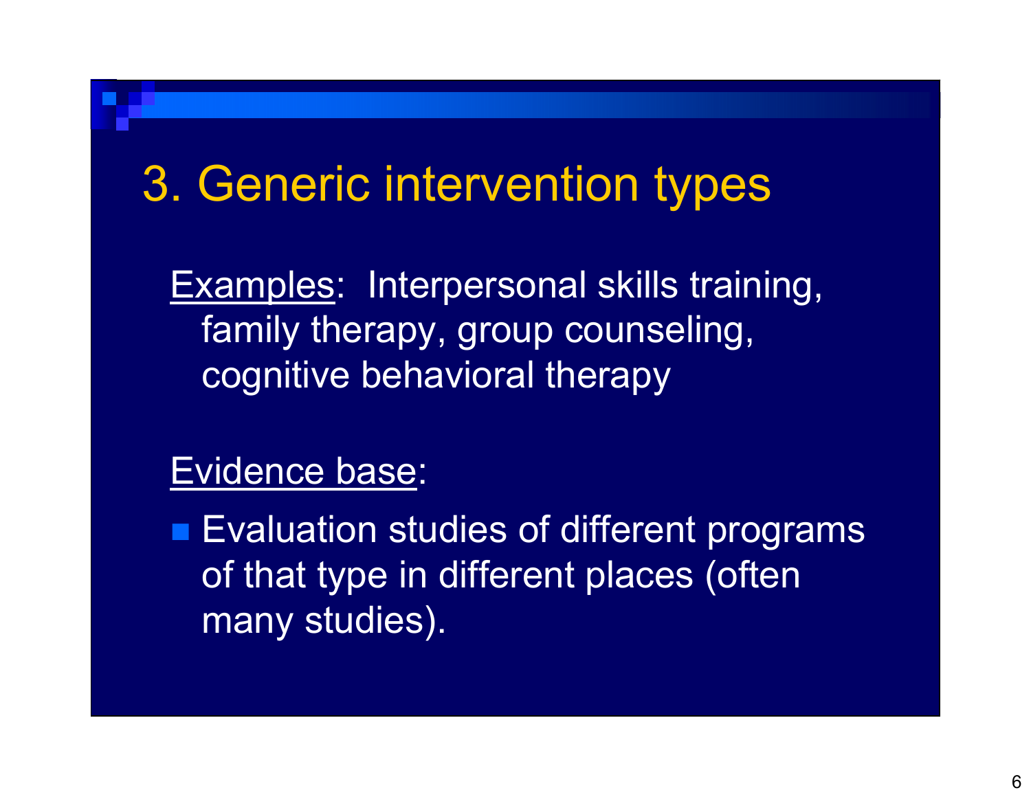# 3. Generic intervention types

<u>Examples</u>: Interpersonal skills training, family therapy, group counseling, cognitive behavioral therapy

<u>Evidence base</u>:

- Evaluation studies of different programs of that type in different places (often many studies).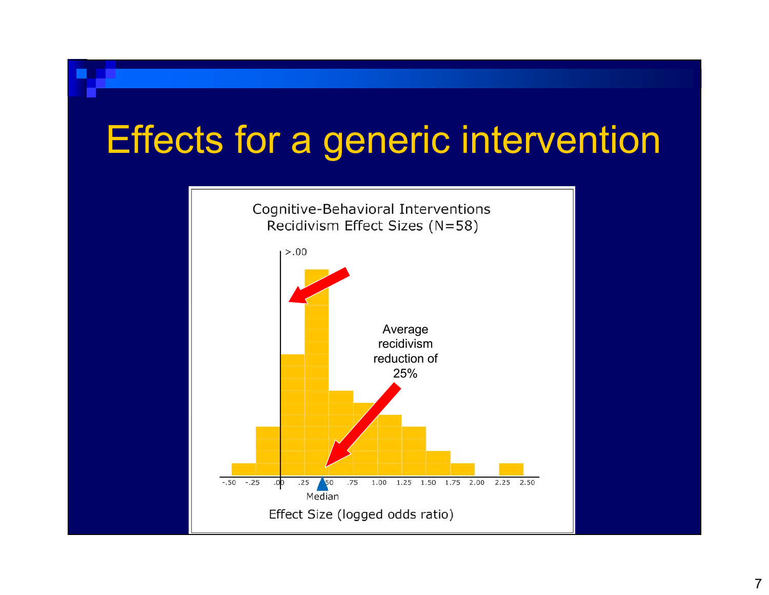# Effects for a generic intervention

Cognitive-Behavioral Interventions
Recidivism Effect Sizes (N=58)

>.00

Average recidivism reduction of 25%

-.50 -.25 .00 .25 .50 .75 1.00 1.25 1.50 1.75 2.00 2.25 2.50

Median

Effect Size (logged odds ratio)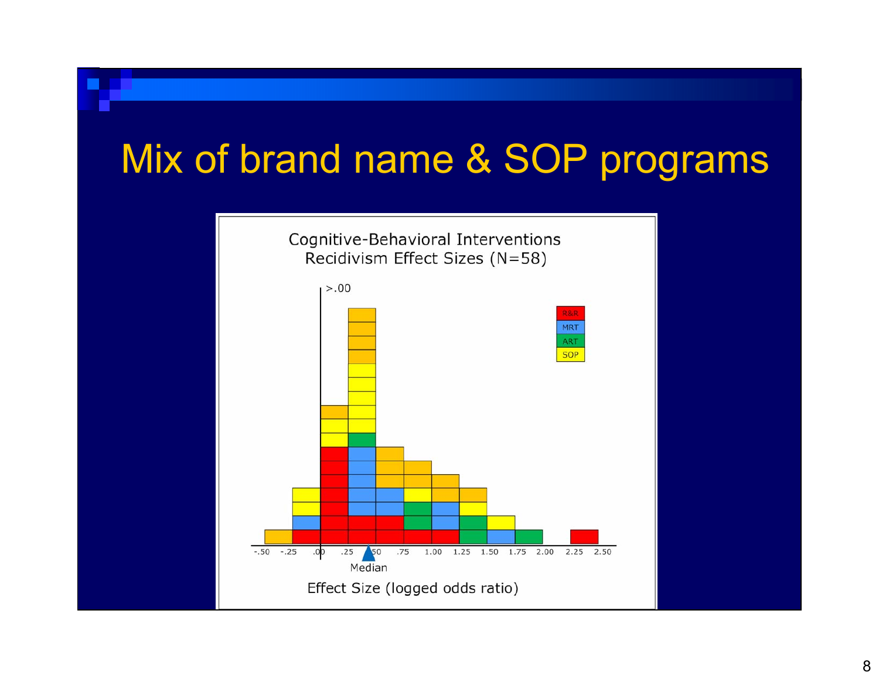# Mix of brand name & SOP programs

Cognitive-Behavioral Interventions
Recidivism Effect Sizes (N=58)

>.00

R&R
MRT
ART
SOP

-.50 -.25 .00 .25 .50 .75 1.00 1.25 1.50 1.75 2.00 2.25 2.50

Median

Effect Size (logged odds ratio)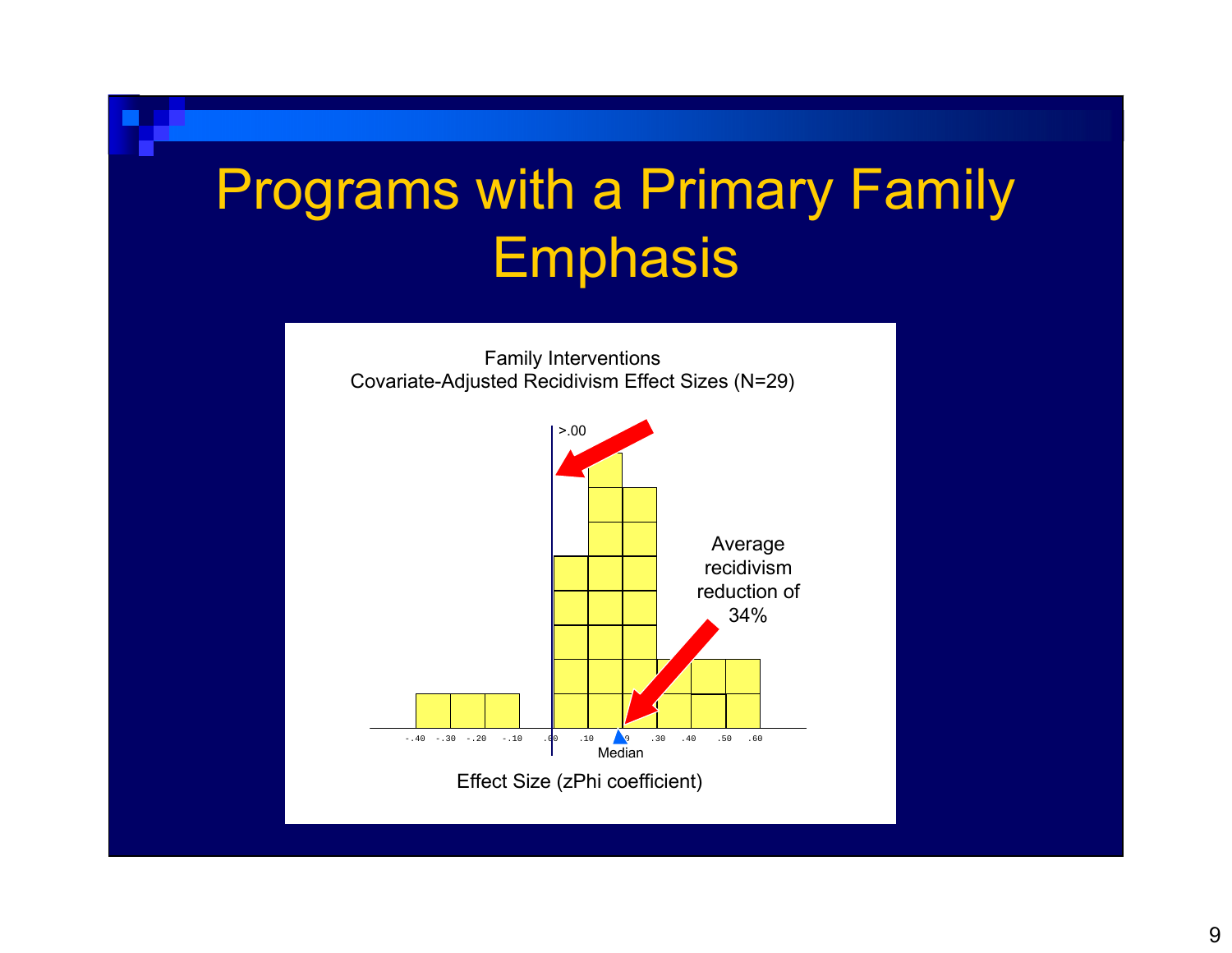# Programs with a Primary Family Emphasis

Family Interventions
Covariate-Adjusted Recidivism Effect Sizes (N=29)

>.00

Average recidivism reduction of 34%

-.40 -.30 -.20 -.10 .00 .10 .20 .30 .40 .50 .60

Median

Effect Size (zPhi coefficient)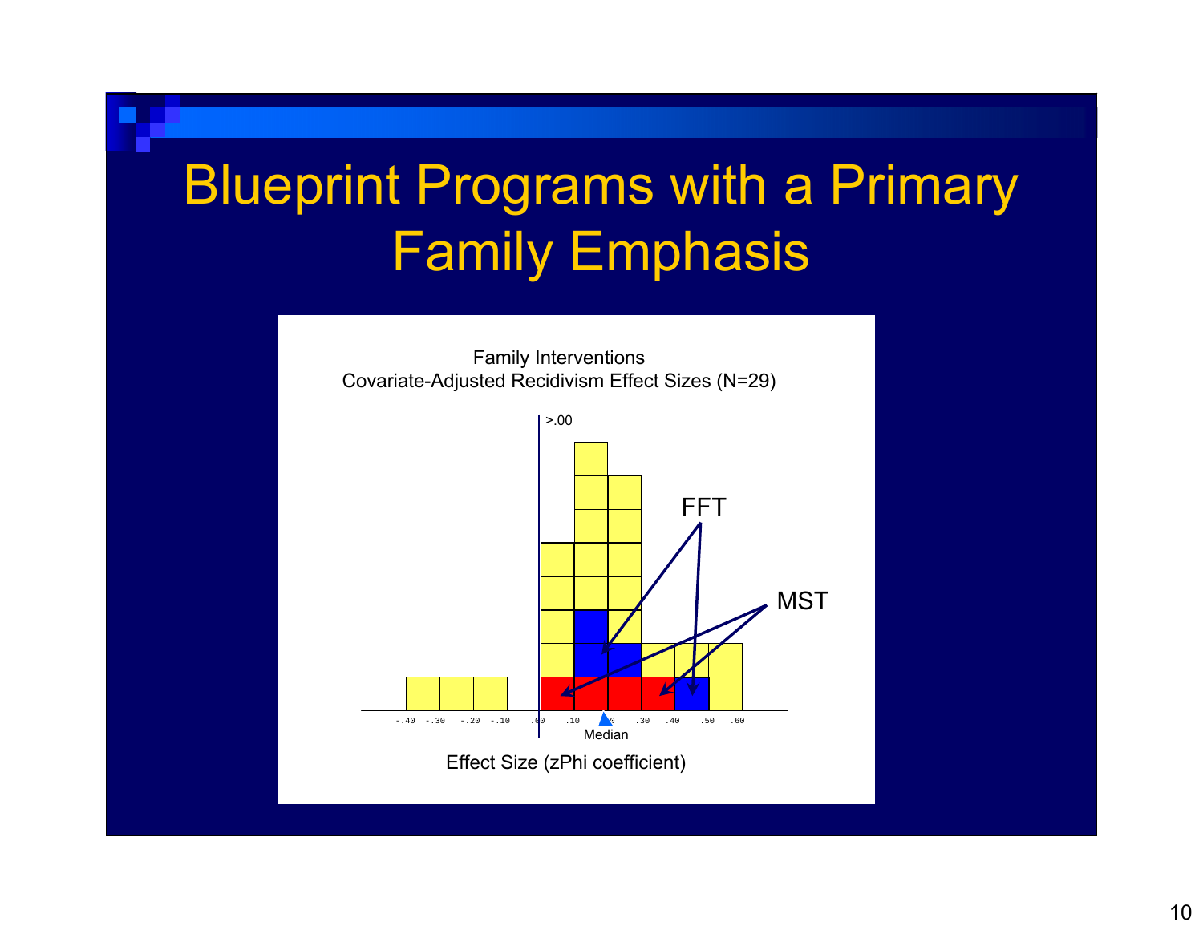# Blueprint Programs with a Primary Family Emphasis

Family Interventions
Covariate-Adjusted Recidivism Effect Sizes (N=29)

>.00

FFT

MST

-.40 -.30 -.20 -.10 .00 .10 .20 .30 .40 .50 .60

Median

Effect Size (zPhi coefficient)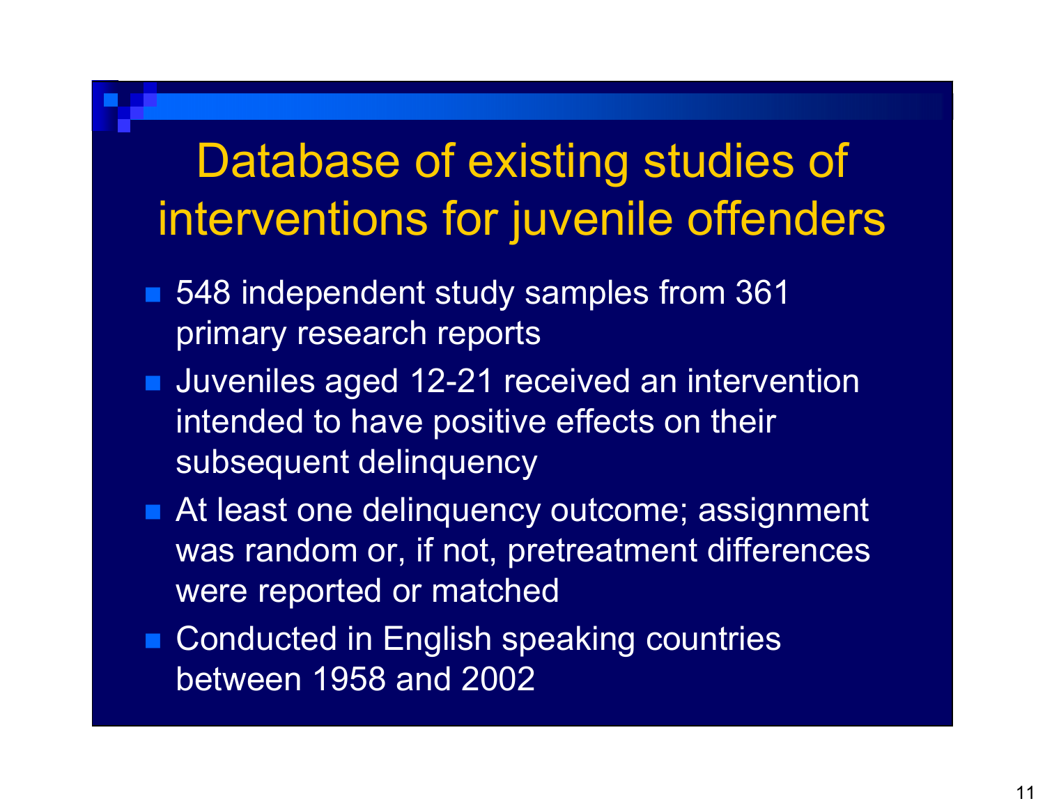# Database of existing studies of interventions for juvenile offenders

- 548 independent study samples from 361 primary research reports
- Juveniles aged 12-21 received an intervention intended to have positive effects on their subsequent delinquency
- At least one delinquency outcome; assignment was random or, if not, pretreatment differences were reported or matched
- Conducted in English speaking countries between 1958 and 2002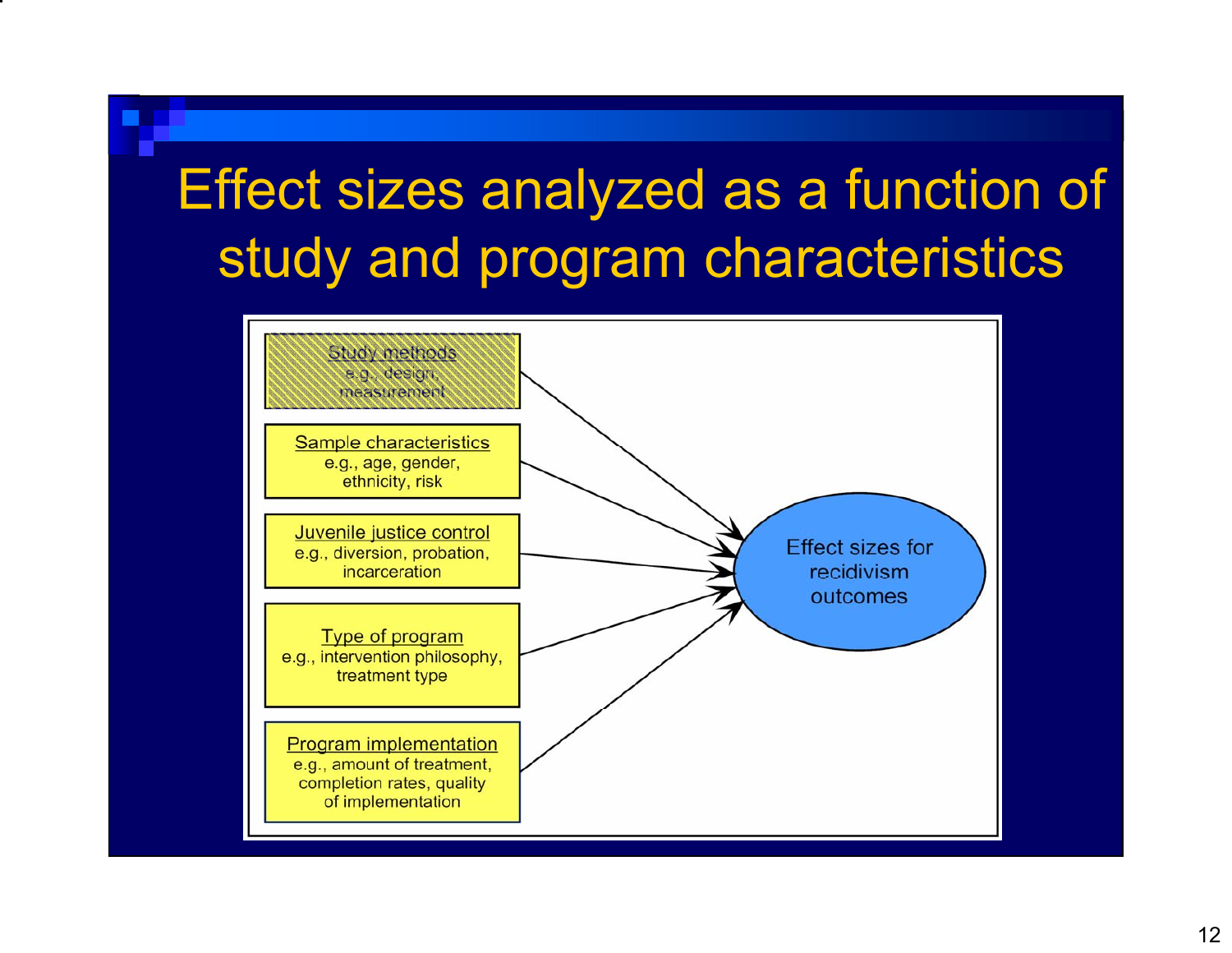# Effect sizes analyzed as a function of study and program characteristics

**Study methods**
e.g., design, measurement

**Sample characteristics**
e.g., age, gender, ethnicity, risk

**Juvenile justice control**
e.g., diversion, probation, incarceration

**Type of program**
e.g., intervention philosophy, treatment type

**Program implementation**
e.g., amount of treatment, completion rates, quality of implementation

→ Effect sizes for recidivism outcomes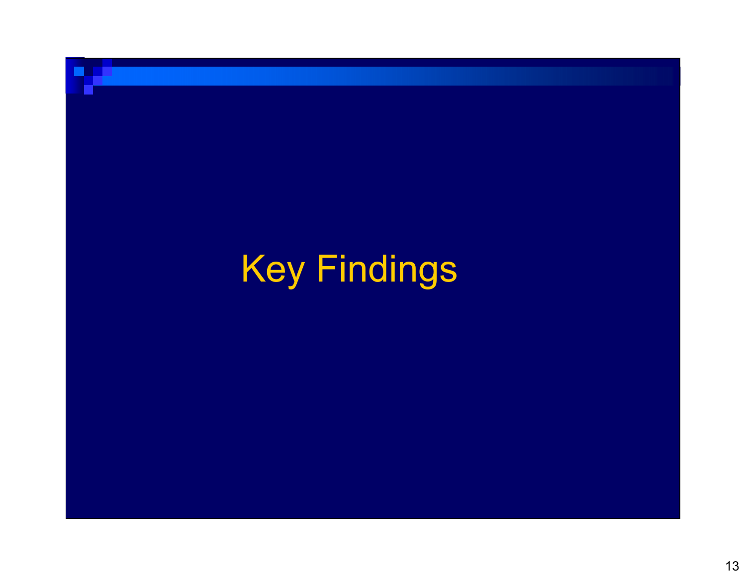# Key Findings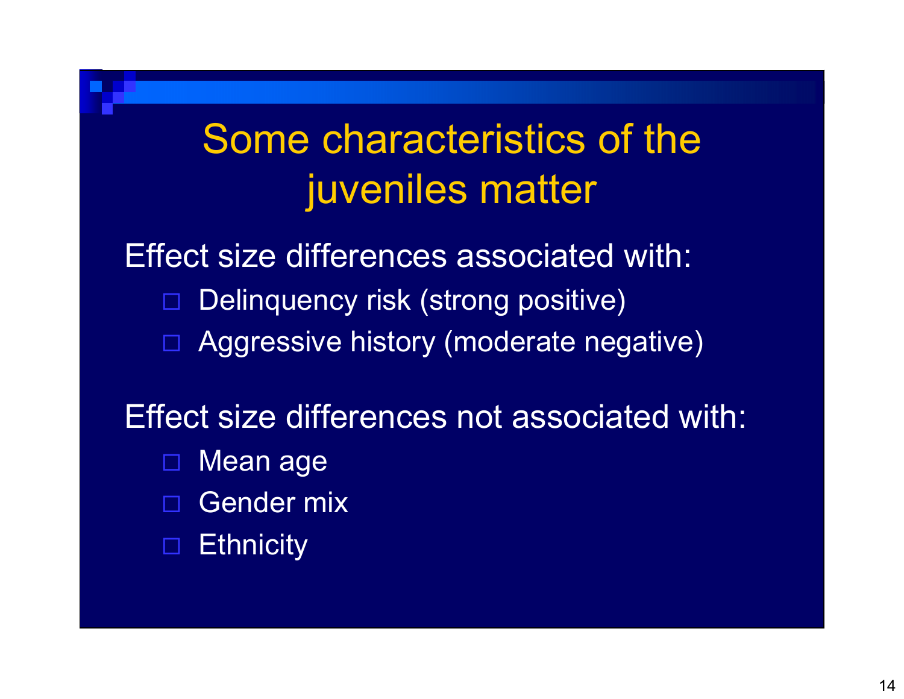# Some characteristics of the juveniles matter

Effect size differences associated with:

- Delinquency risk (strong positive)
- Aggressive history (moderate negative)

Effect size differences not associated with:

- Mean age
- Gender mix
- Ethnicity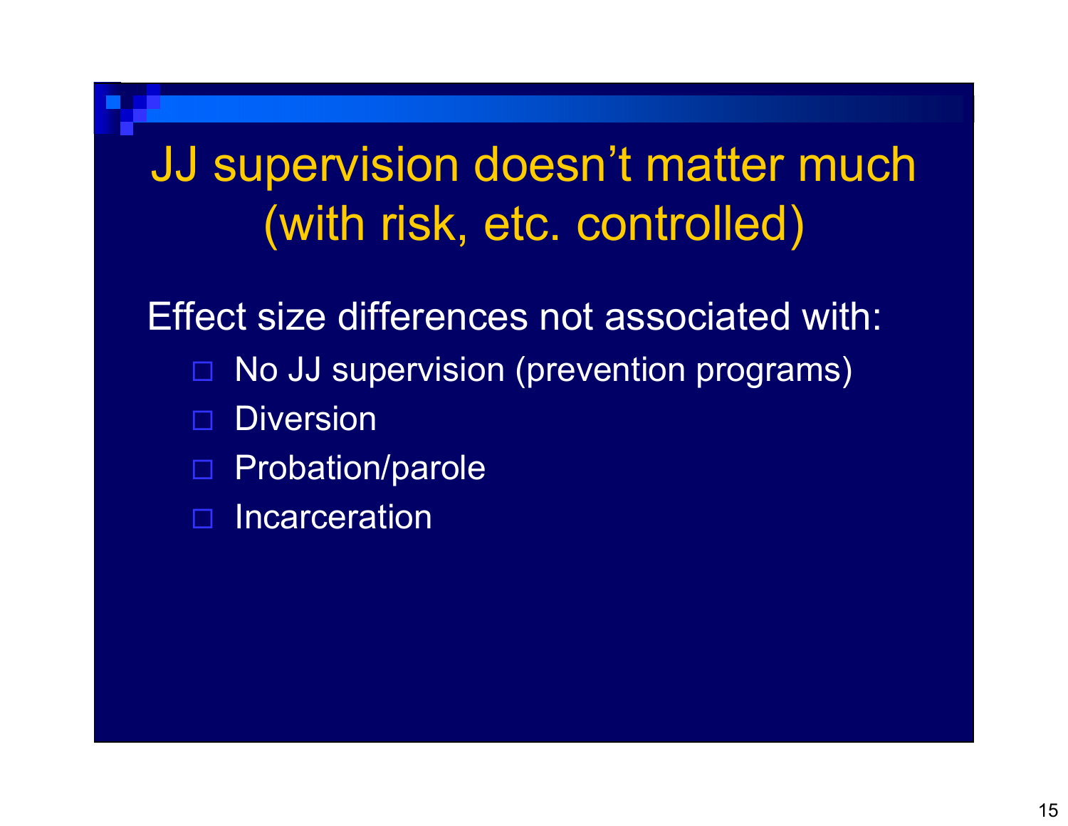# JJ supervision doesn’t matter much (with risk, etc. controlled)

Effect size differences not associated with:

- No JJ supervision (prevention programs)
- Diversion
- Probation/parole
- Incarceration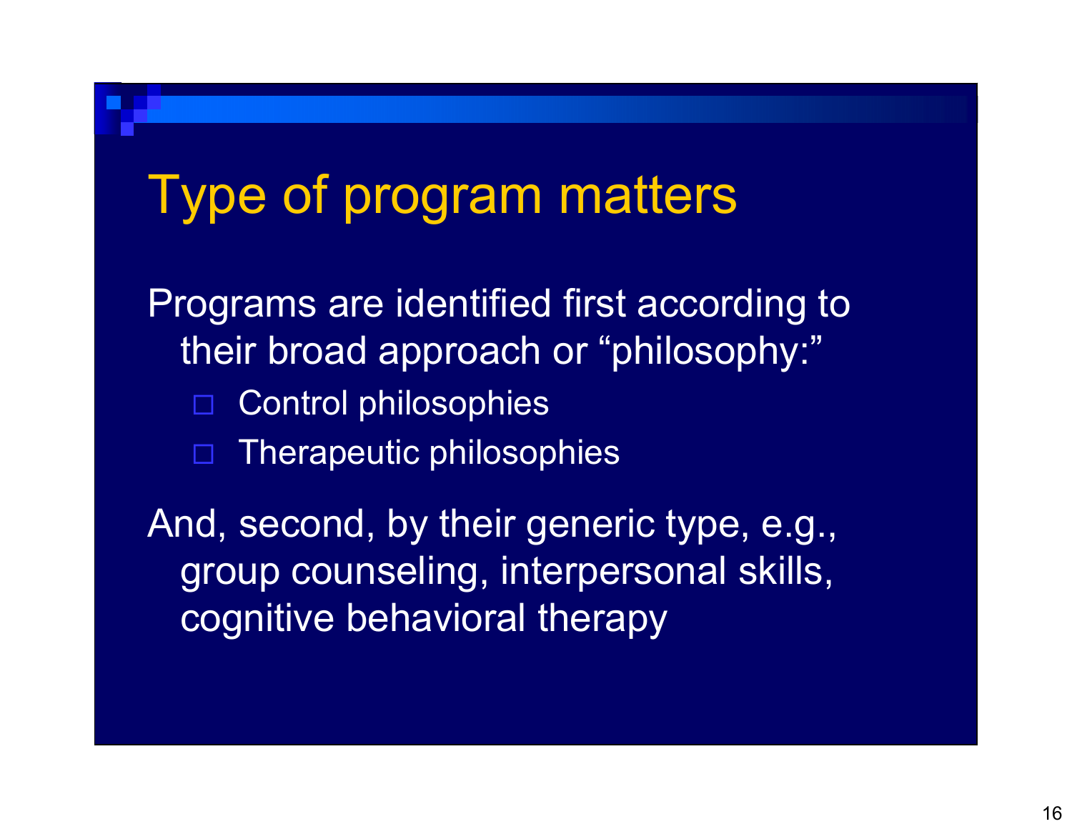# Type of program matters

Programs are identified first according to their broad approach or "philosophy:"

- Control philosophies
- Therapeutic philosophies

And, second, by their generic type, e.g., group counseling, interpersonal skills, cognitive behavioral therapy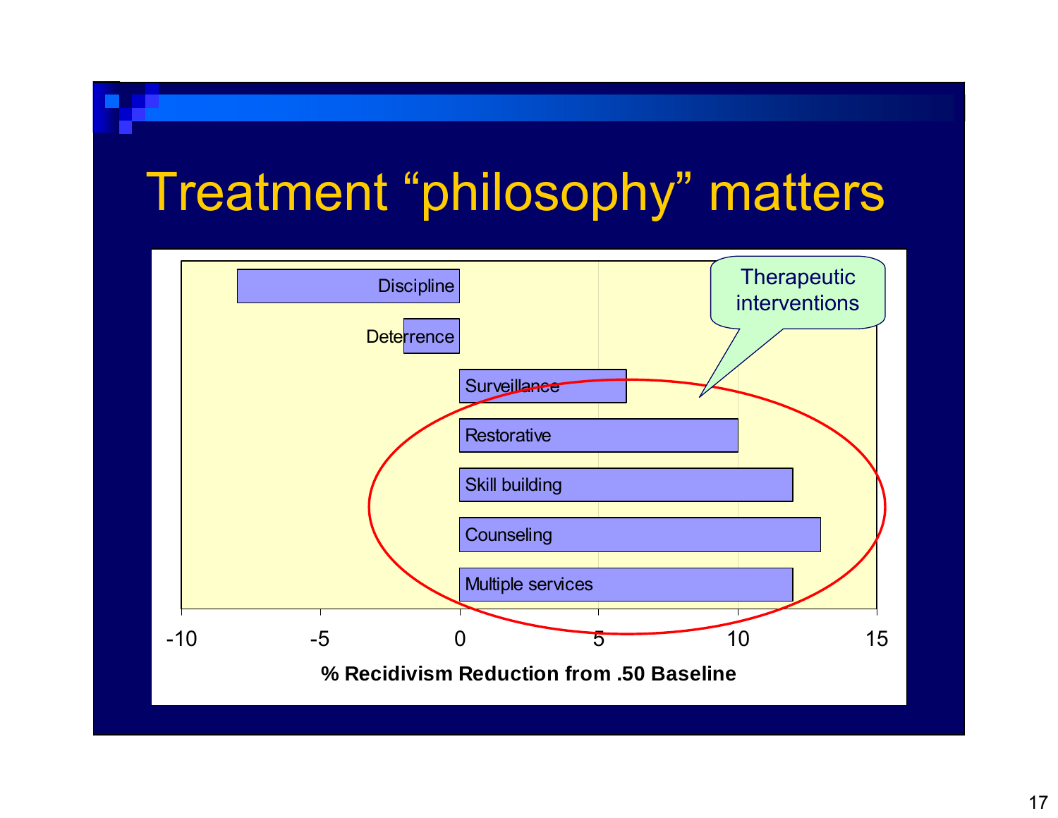# Treatment "philosophy" matters

Therapeutic interventions

| Treatment | % Recidivism Reduction from .50 Baseline |
|---|---|
| Discipline | -8 |
| Deterrence | -2 |
| Surveillance | 6 |
| Restorative | 10 |
| Skill building | 12 |
| Counseling | 13 |
| Multiple services | 12 |

-10 -5 0 5 10 15

**% Recidivism Reduction from .50 Baseline**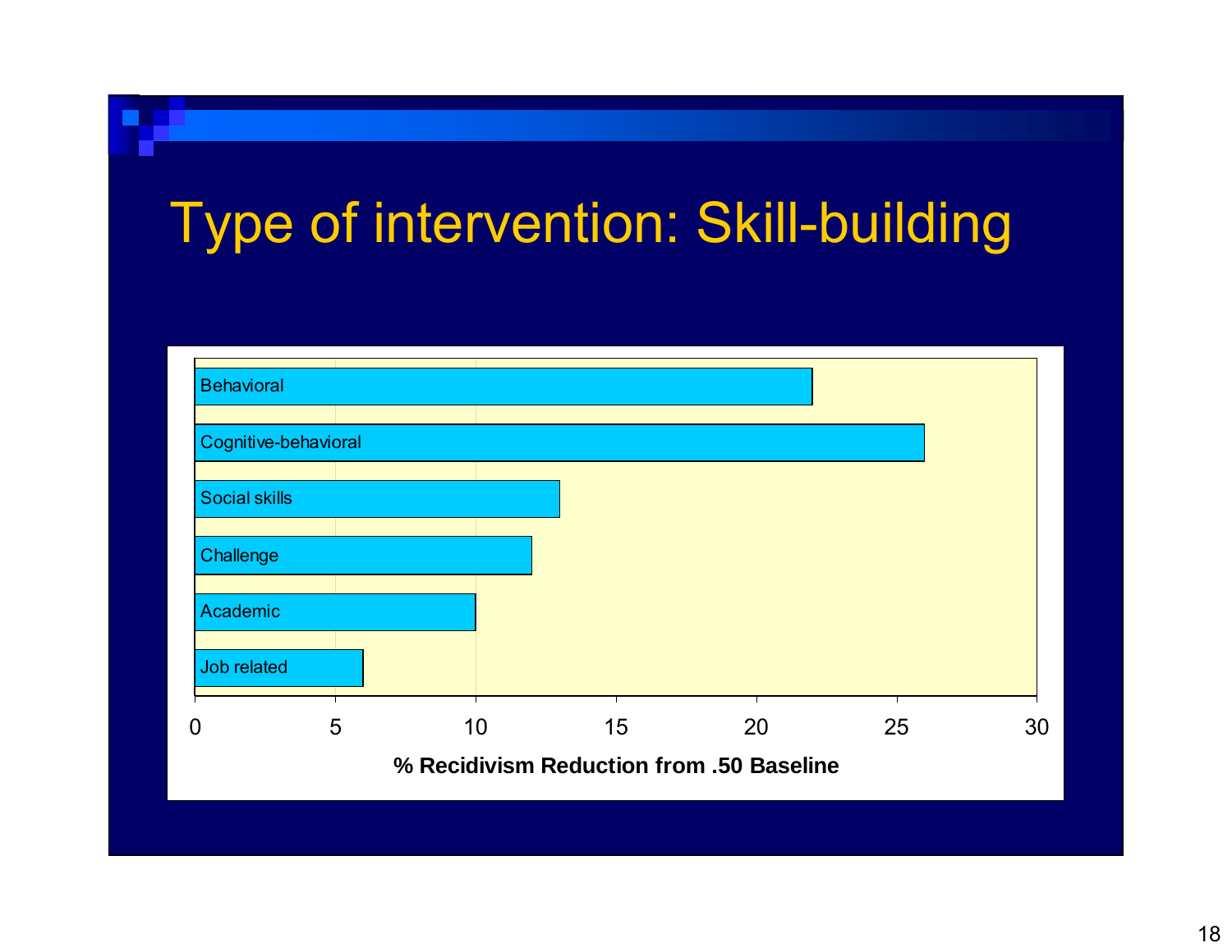# Type of intervention: Skill-building

| Intervention | % Recidivism Reduction from .50 Baseline |
| --- | --- |
| Behavioral | 22 |
| Cognitive-behavioral | 26 |
| Social skills | 13 |
| Challenge | 12 |
| Academic | 10 |
| Job related | 6 |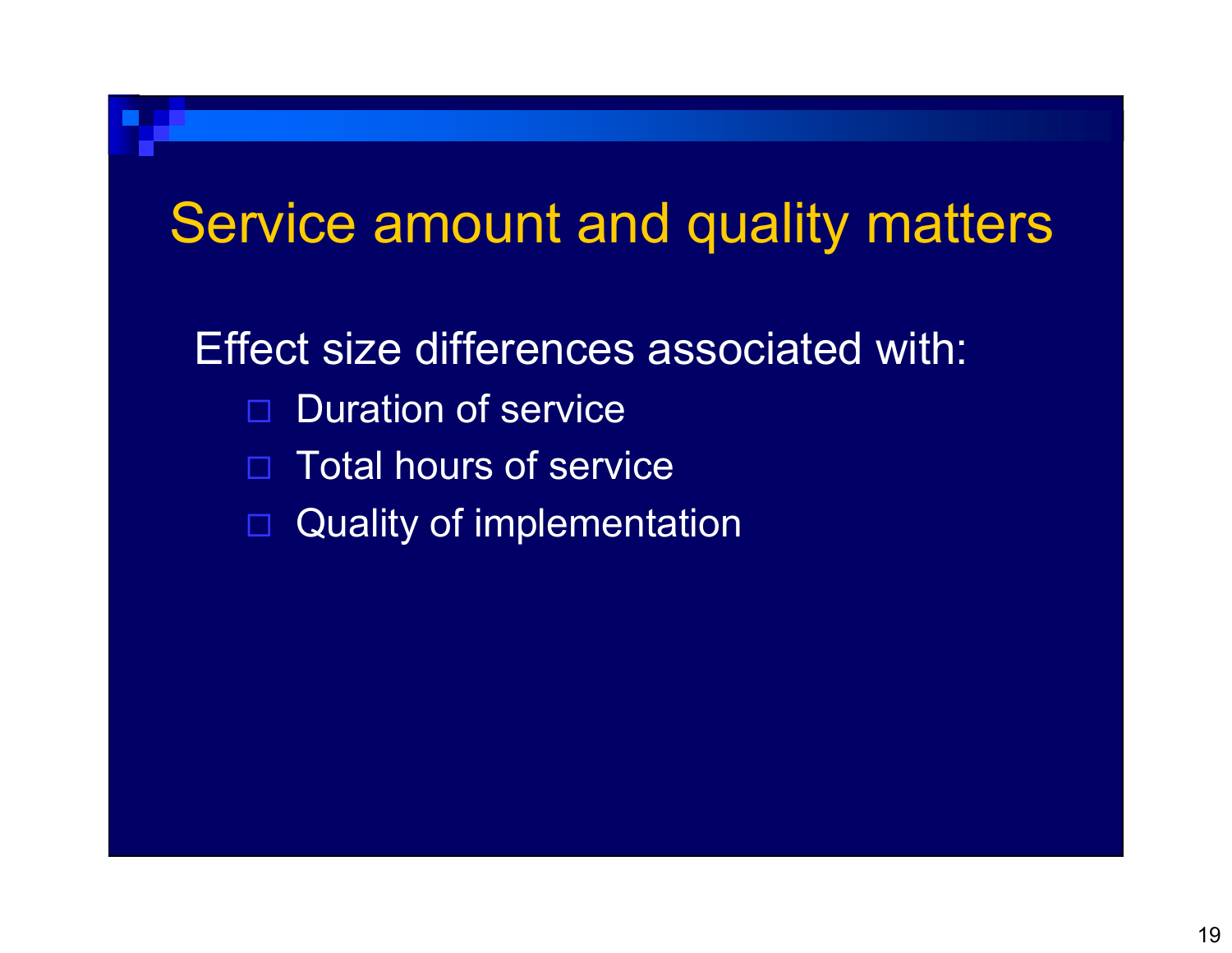# Service amount and quality matters

Effect size differences associated with:

- Duration of service
- Total hours of service
- Quality of implementation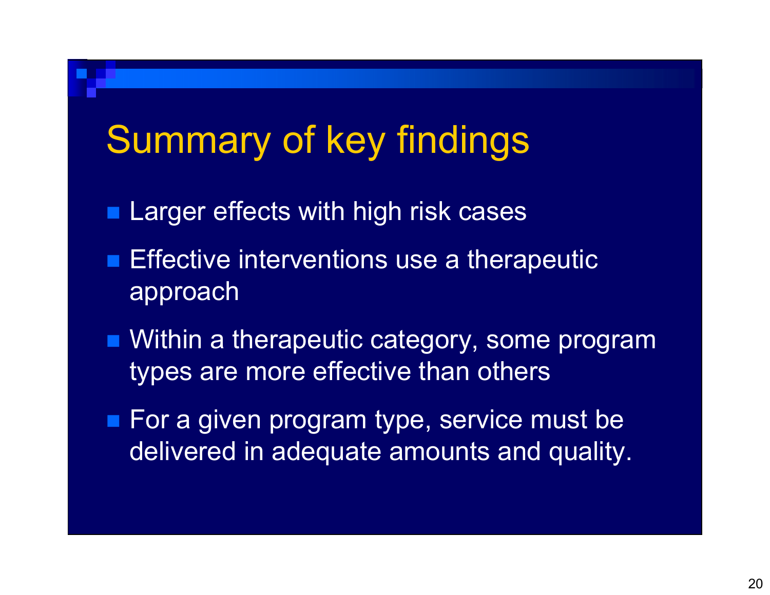# Summary of key findings

- Larger effects with high risk cases
- Effective interventions use a therapeutic approach
- Within a therapeutic category, some program types are more effective than others
- For a given program type, service must be delivered in adequate amounts and quality.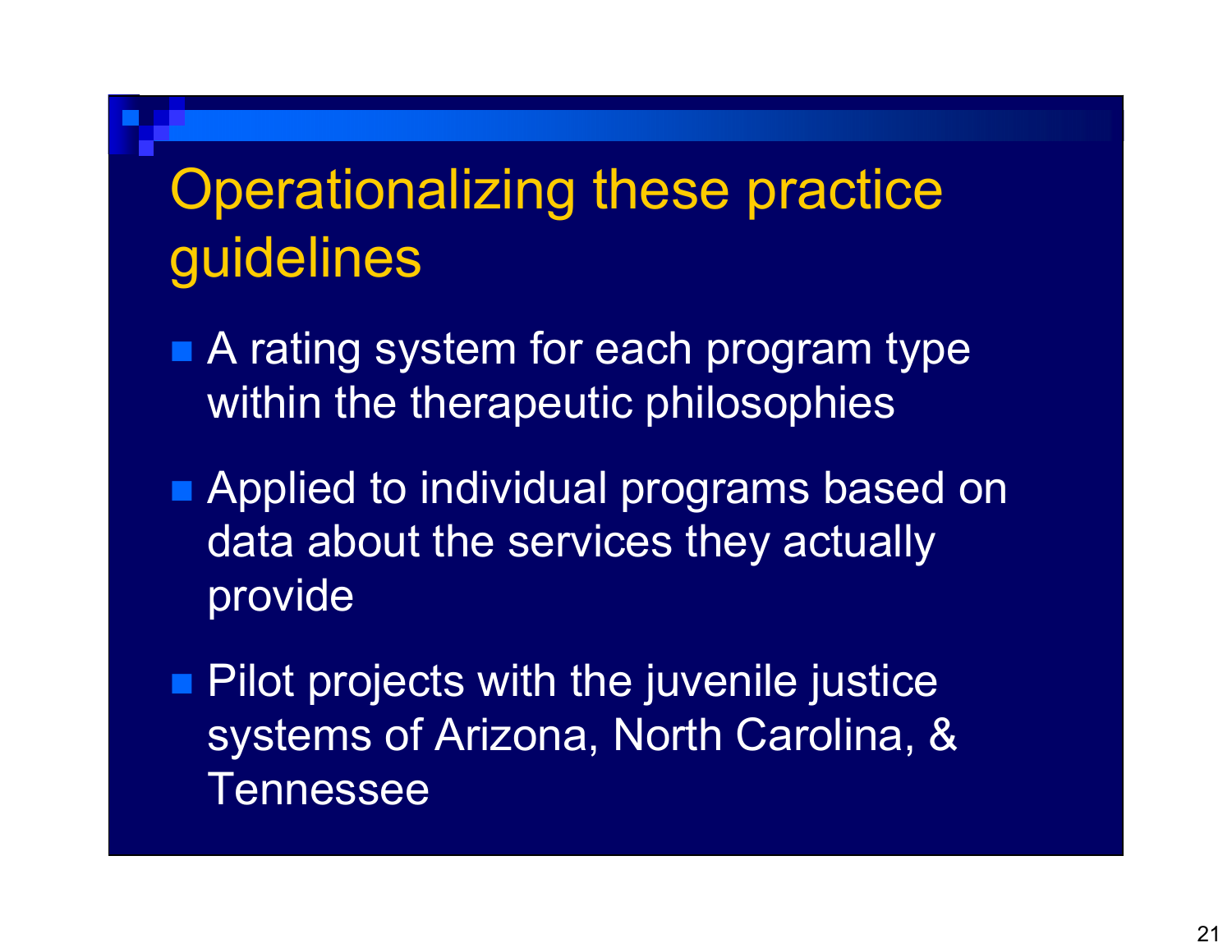# Operationalizing these practice guidelines

- A rating system for each program type within the therapeutic philosophies
- Applied to individual programs based on data about the services they actually provide
- Pilot projects with the juvenile justice systems of Arizona, North Carolina, & Tennessee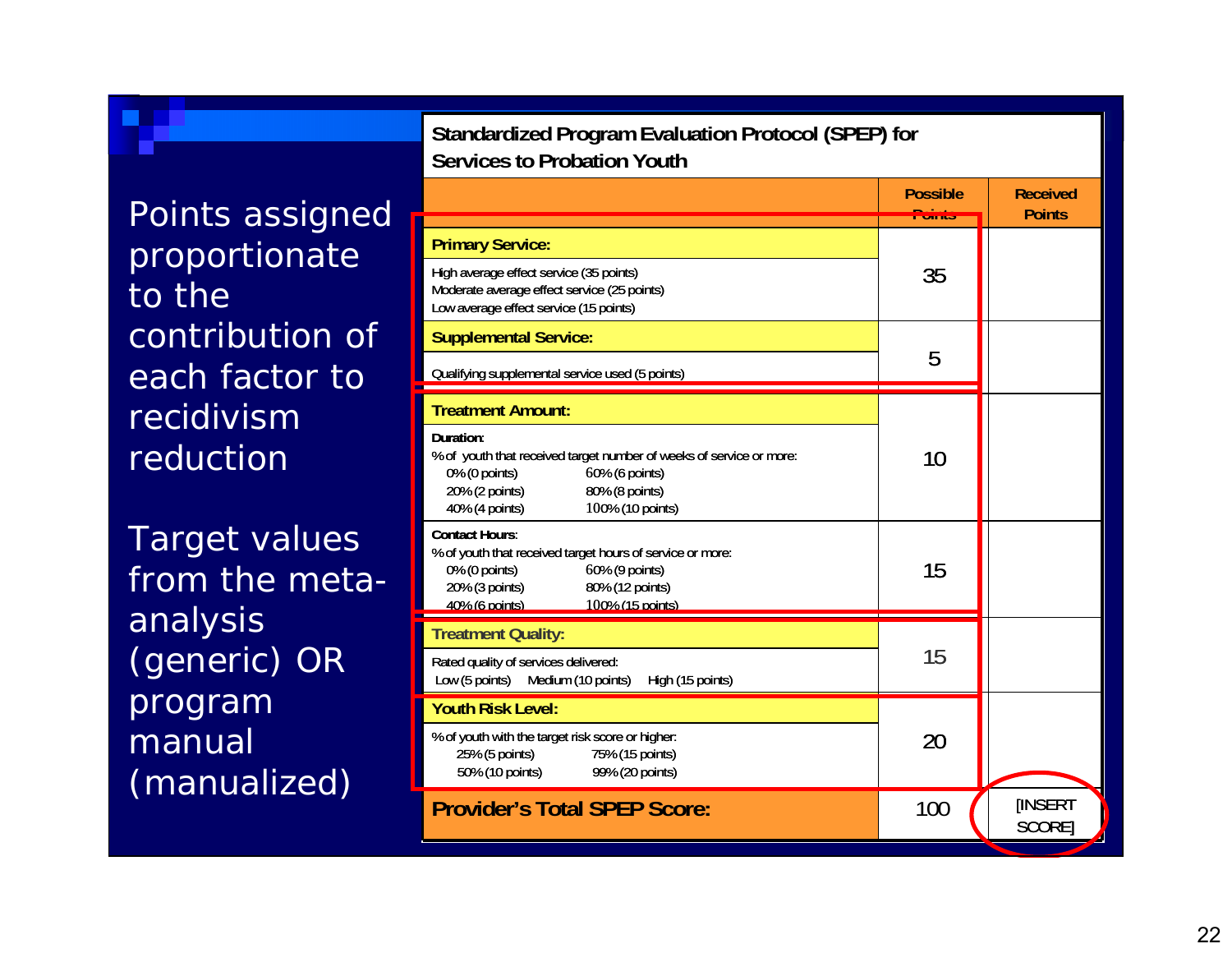Points assigned proportionate to the contribution of each factor to recidivism reduction

Target values from the meta-analysis (generic) OR program manual (manualized)

**Standardized Program Evaluation Protocol (SPEP) for Services to Probation Youth**

| | Possible Points | Received Points |
|---|---|---|
| **Primary Service:**<br>High average effect service (35 points)<br>Moderate average effect service (25 points)<br>Low average effect service (15 points) | 35 | |
| **Supplemental Service:**<br>Qualifying supplemental service used (5 points) | 5 | |
| **Treatment Amount:**<br>**Duration:**<br>% of youth that received target number of weeks of service or more:<br>0% (0 points) 60% (6 points)<br>20% (2 points) 80% (8 points)<br>40% (4 points) 100% (10 points) | 10 | |
| **Contact Hours:**<br>% of youth that received target hours of service or more:<br>0% (0 points) 60% (9 points)<br>20% (3 points) 80% (12 points)<br>40% (6 points) 100% (15 points) | 15 | |
| **Treatment Quality:**<br>Rated quality of services delivered:<br>Low (5 points) Medium (10 points) High (15 points) | 15 | |
| **Youth Risk Level:**<br>% of youth with the target risk score or higher:<br>25% (5 points) 75% (15 points)<br>50% (10 points) 99% (20 points) | 20 | |
| **Provider's Total SPEP Score:** | 100 | [INSERT SCORE] |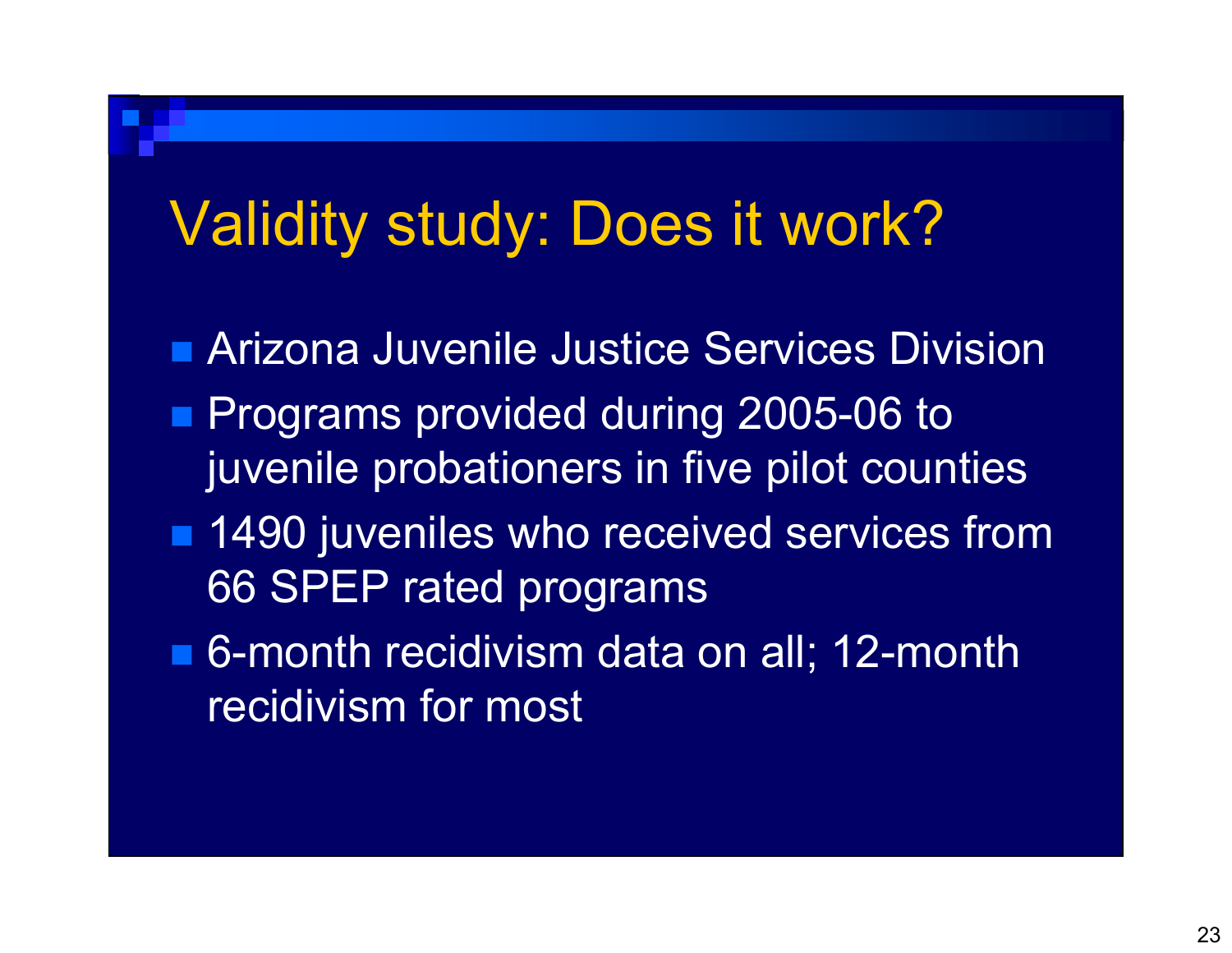# Validity study: Does it work?

- Arizona Juvenile Justice Services Division
- Programs provided during 2005-06 to juvenile probationers in five pilot counties
- 1490 juveniles who received services from 66 SPEP rated programs
- 6-month recidivism data on all; 12-month recidivism for most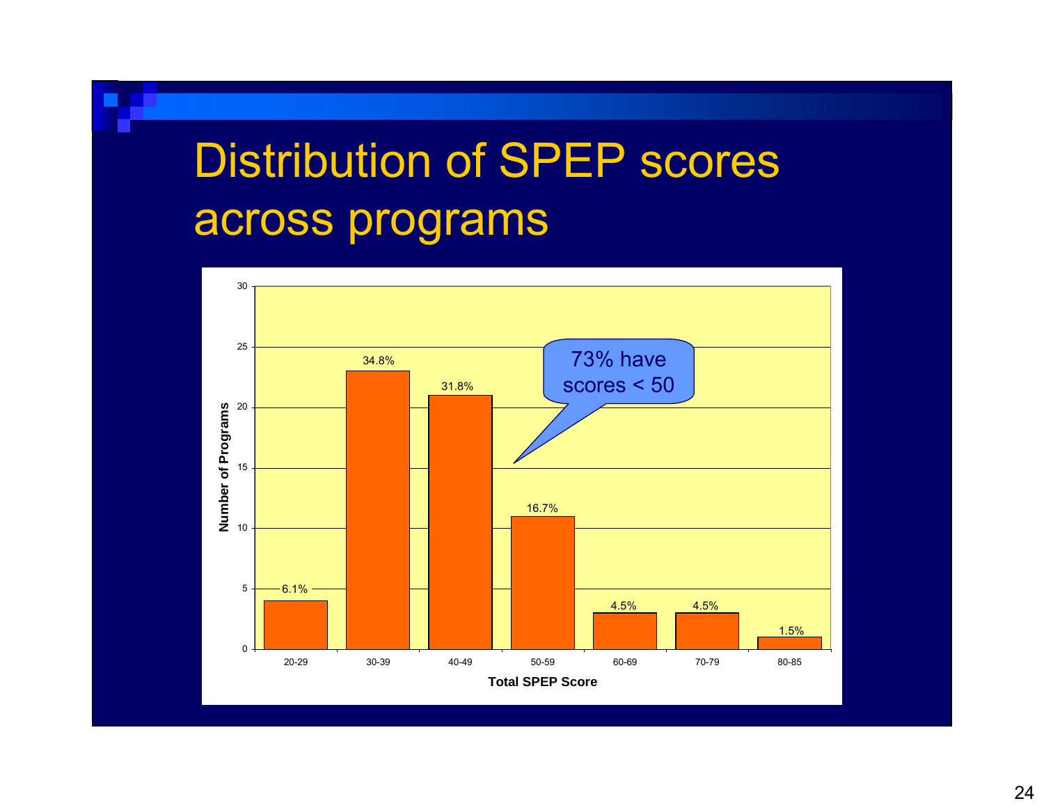# Distribution of SPEP scores across programs

| Total SPEP Score | Number of Programs | Percent |
|---|---|---|
| 20-29 | 4 | 6.1% |
| 30-39 | 23 | 34.8% |
| 40-49 | 21 | 31.8% |
| 50-59 | 11 | 16.7% |
| 60-69 | 3 | 4.5% |
| 70-79 | 3 | 4.5% |
| 80-85 | 1 | 1.5% |

73% have scores < 50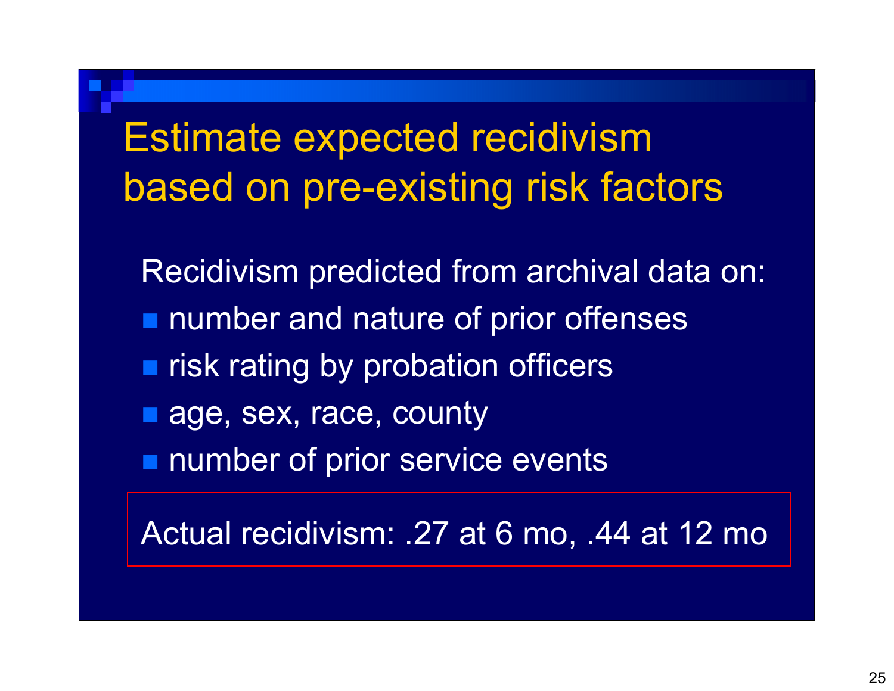# Estimate expected recidivism based on pre-existing risk factors

Recidivism predicted from archival data on:

- number and nature of prior offenses
- risk rating by probation officers
- age, sex, race, county
- number of prior service events

Actual recidivism: .27 at 6 mo, .44 at 12 mo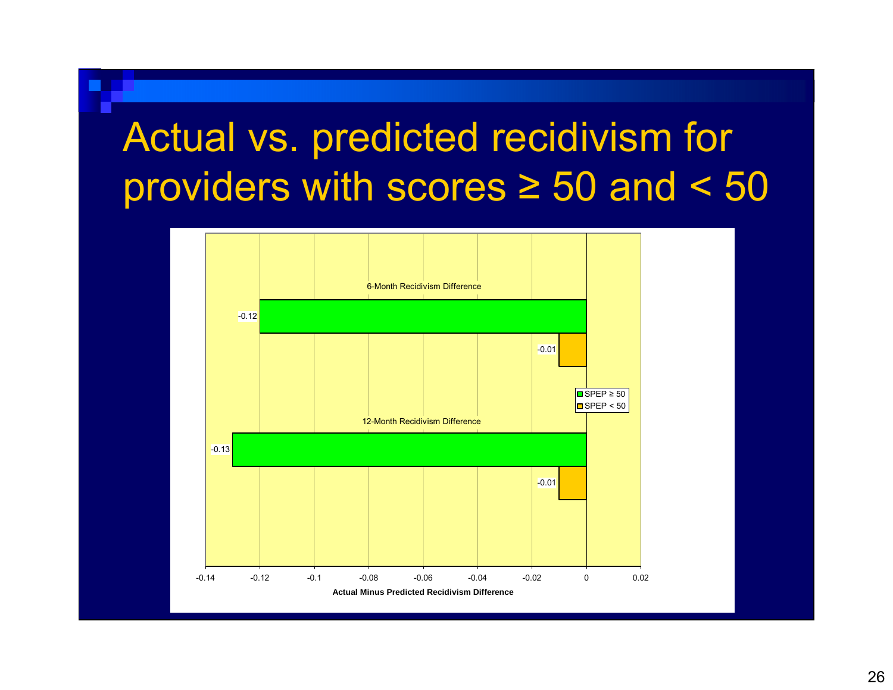# Actual vs. predicted recidivism for providers with scores ≥ 50 and < 50

| | SPEP ≥ 50 | SPEP < 50 |
|---|---|---|
| 6-Month Recidivism Difference | -0.12 | -0.01 |
| 12-Month Recidivism Difference | -0.13 | -0.01 |

Actual Minus Predicted Recidivism Difference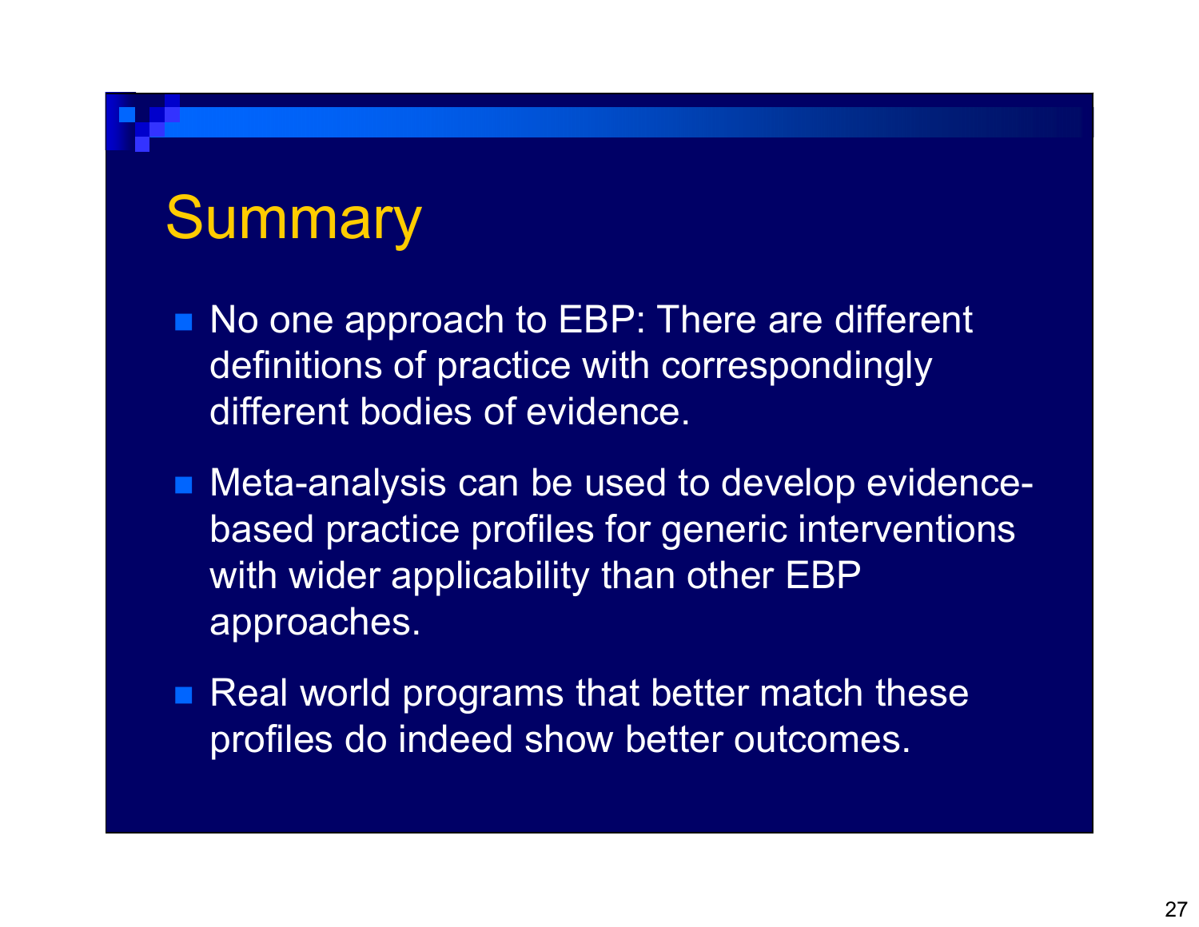# Summary

- No one approach to EBP: There are different definitions of practice with correspondingly different bodies of evidence.
- Meta-analysis can be used to develop evidence-based practice profiles for generic interventions with wider applicability than other EBP approaches.
- Real world programs that better match these profiles do indeed show better outcomes.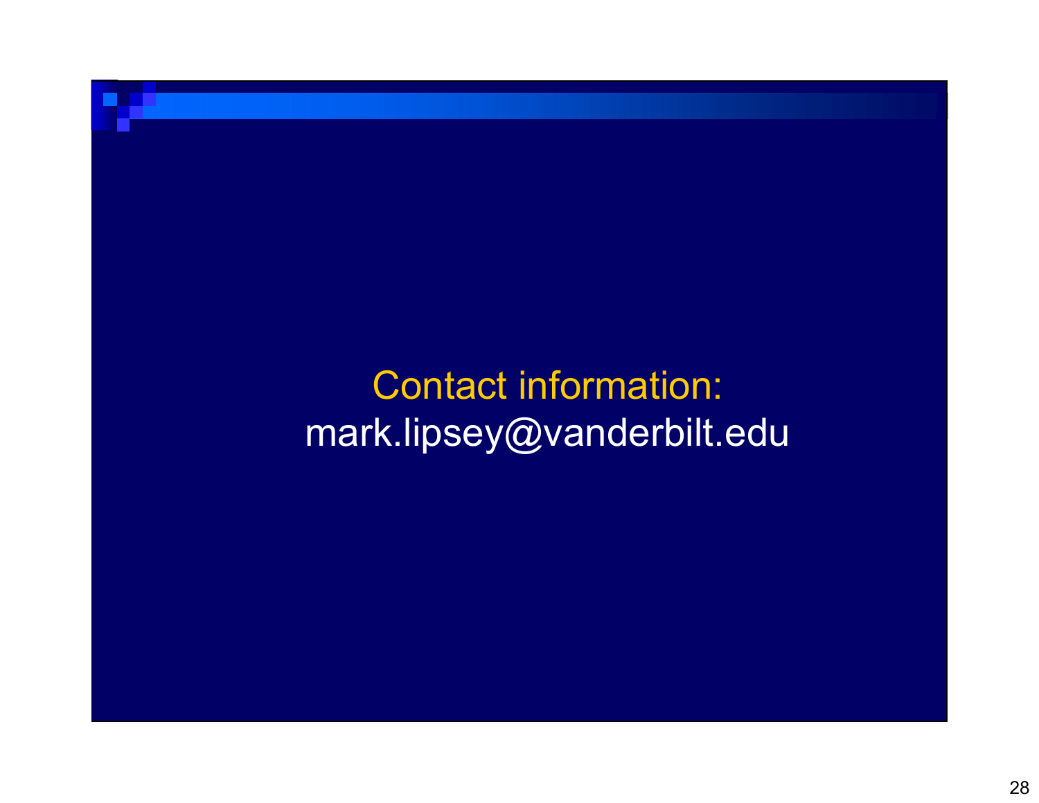Contact information:
mark.lipsey@vanderbilt.edu